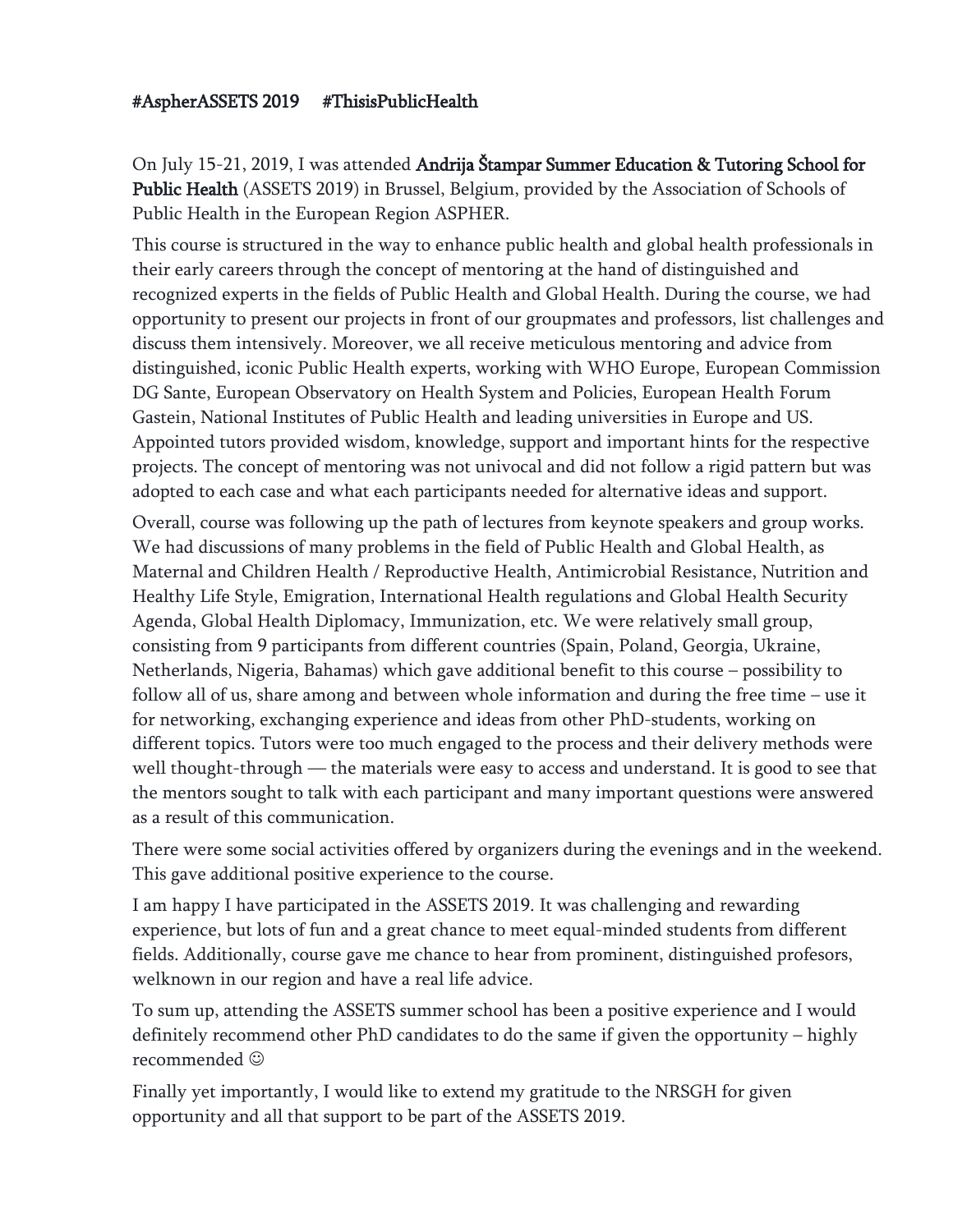**#AspherASSETS 2019 #ThisisPublicHealth**

On July 15-21, 2019, I was attended **Andrija Štampar Summer Education & Tutoring School for Public Health** (ASSETS 2019) in Brussel, Belgium, provided by the Association of Schools of Public Health in the European Region ASPHER.

This course is structured in the way to enhance public health and global health professionals in their early careers through the concept of mentoring at the hand of distinguished and recognized experts in the fields of Public Health and Global Health. During the course, we had opportunity to present our projects in front of our groupmates and professors, list challenges and discuss them intensively. Moreover, we all receive meticulous mentoring and advice from distinguished, iconic Public Health experts, working with WHO Europe, European Commission DG Sante, European Observatory on Health System and Policies, European Health Forum Gastein, National Institutes of Public Health and leading universities in Europe and US. Appointed tutors provided wisdom, knowledge, support and important hints for the respective projects. The concept of mentoring was not univocal and did not follow a rigid pattern but was adopted to each case and what each participants needed for alternative ideas and support.

Overall, course was following up the path of lectures from keynote speakers and group works. We had discussions of many problems in the field of Public Health and Global Health, as Maternal and Children Health / Reproductive Health, Antimicrobial Resistance, Nutrition and Healthy Life Style, Emigration, International Health regulations and Global Health Security Agenda, Global Health Diplomacy, Immunization, etc. We were relatively small group, consisting from 9 participants from different countries (Spain, Poland, Georgia, Ukraine, Netherlands, Nigeria, Bahamas) which gave additional benefit to this course – possibility to follow all of us, share among and between whole information and during the free time – use it for networking, exchanging experience and ideas from other PhD-students, working on different topics. Tutors were too much engaged to the process and their delivery methods were well thought-through — the materials were easy to access and understand. It is good to see that the mentors sought to talk with each participant and many important questions were answered as a result of this communication.

There were some social activities offered by organizers during the evenings and in the weekend. This gave additional positive experience to the course.

I am happy I have participated in the ASSETS 2019. It was challenging and rewarding experience, but lots of fun and a great chance to meet equal-minded students from different fields. Additionally, course gave me chance to hear from prominent, distinguished profesors, welknown in our region and have a real life advice.

To sum up, attending the ASSETS summer school has been a positive experience and I would definitely recommend other PhD candidates to do the same if given the opportunity – highly recommended ☺

Finally yet importantly, I would like to extend my gratitude to the NRSGH for given opportunity and all that support to be part of the ASSETS 2019.